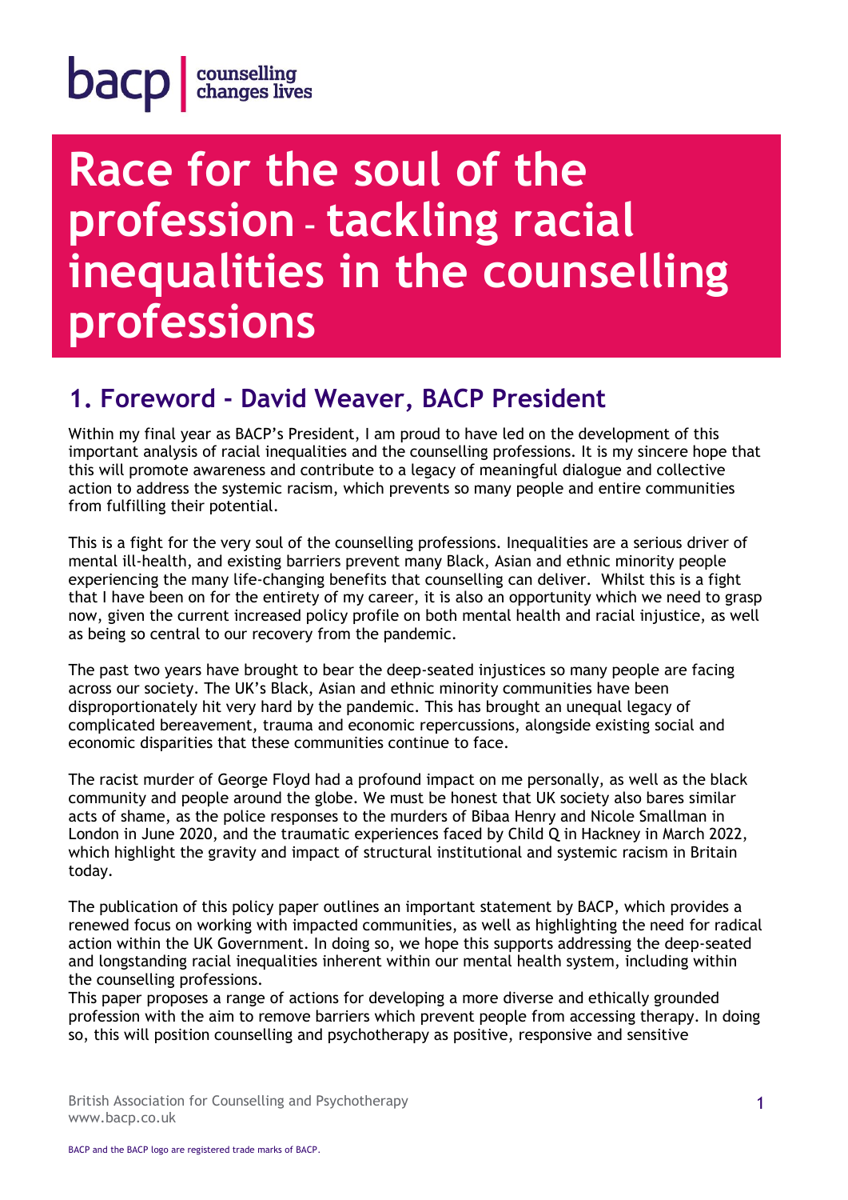# Race for the soul of the profession – tackling racial inequalities in the counselling professions

## 1. Foreword - David Weaver, BACP President

Within my final year as BACP's President, I am proud to have led on the development of this important analysis of racial inequalities and the counselling professions. It is my sincere hope that this will promote awareness and contribute to a legacy of meaningful dialogue and collective action to address the systemic racism, which prevents so many people and entire communities from fulfilling their potential.

This is a fight for the very soul of the counselling professions. Inequalities are a serious driver of mental ill-health, and existing barriers prevent many Black, Asian and ethnic minority people experiencing the many life-changing benefits that counselling can deliver. Whilst this is a fight that I have been on for the entirety of my career, it is also an opportunity which we need to grasp now, given the current increased policy profile on both mental health and racial injustice, as well as being so central to our recovery from the pandemic.

The past two years have brought to bear the deep-seated injustices so many people are facing across our society. The UK's Black, Asian and ethnic minority communities have been disproportionately hit very hard by the pandemic. This has brought an unequal legacy of complicated bereavement, trauma and economic repercussions, alongside existing social and economic disparities that these communities continue to face.

The racist murder of George Floyd had a profound impact on me personally, as well as the black community and people around the globe. We must be honest that UK society also bares similar acts of shame, as the police responses to the murders of Bibaa Henry and Nicole Smallman in London in June 2020, and the traumatic experiences faced by Child Q in Hackney in March 2022, which highlight the gravity and impact of structural institutional and systemic racism in Britain today.

The publication of this policy paper outlines an important statement by BACP, which provides a renewed focus on working with impacted communities, as well as highlighting the need for radical action within the UK Government. In doing so, we hope this supports addressing the deep-seated and longstanding racial inequalities inherent within our mental health system, including within the counselling professions.

This paper proposes a range of actions for developing a more diverse and ethically grounded profession with the aim to remove barriers which prevent people from accessing therapy. In doing so, this will position counselling and psychotherapy as positive, responsive and sensitive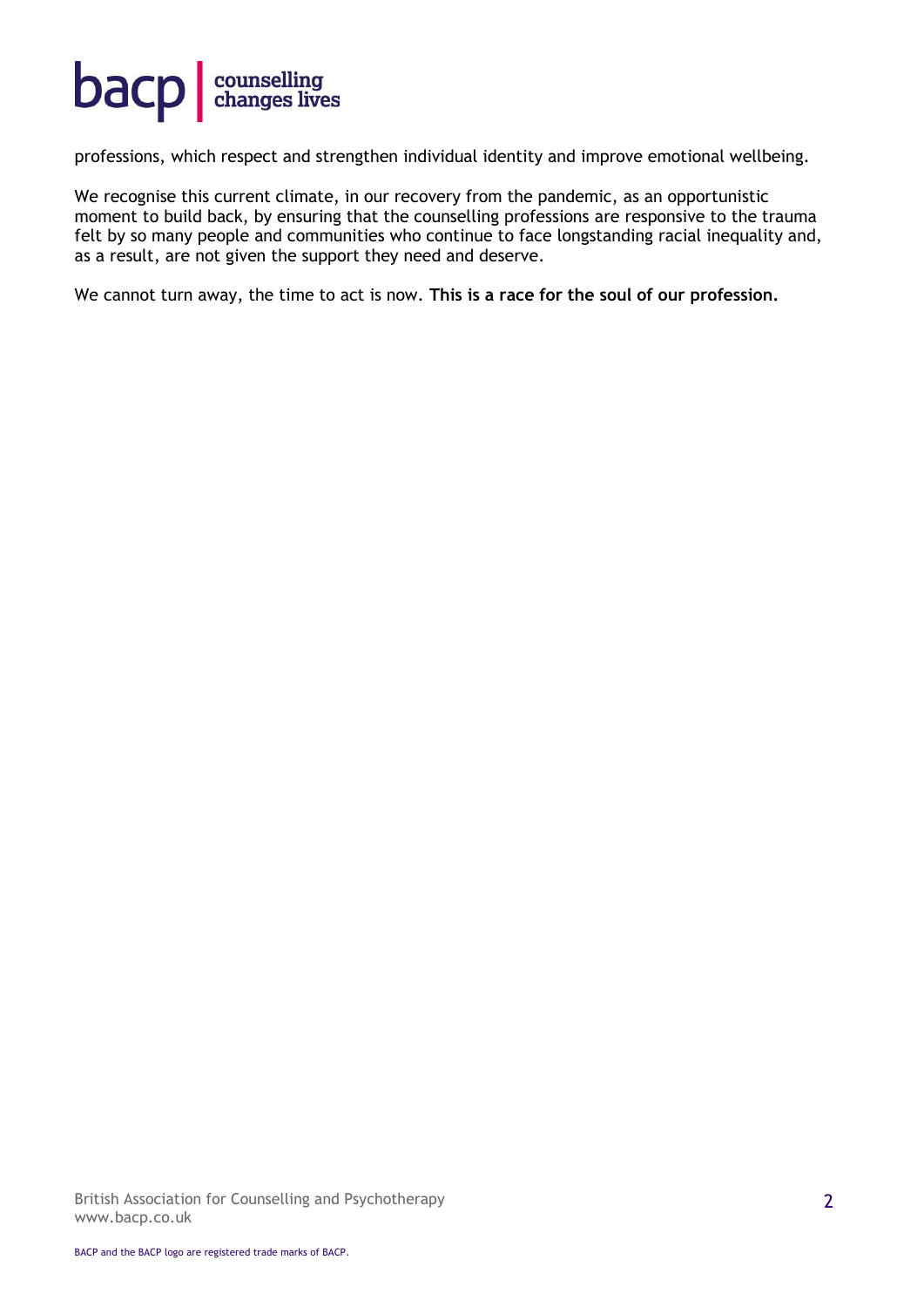professions, which respect and strengthen individual identity and improve emotional wellbeing.

We recognise this current climate, in our recovery from the pandemic, as an opportunistic moment to build back, by ensuring that the counselling professions are responsive to the trauma felt by so many people and communities who continue to face longstanding racial inequality and, as a result, are not given the support they need and deserve.

We cannot turn away, the time to act is now. **This is a race for the soul of our profession.**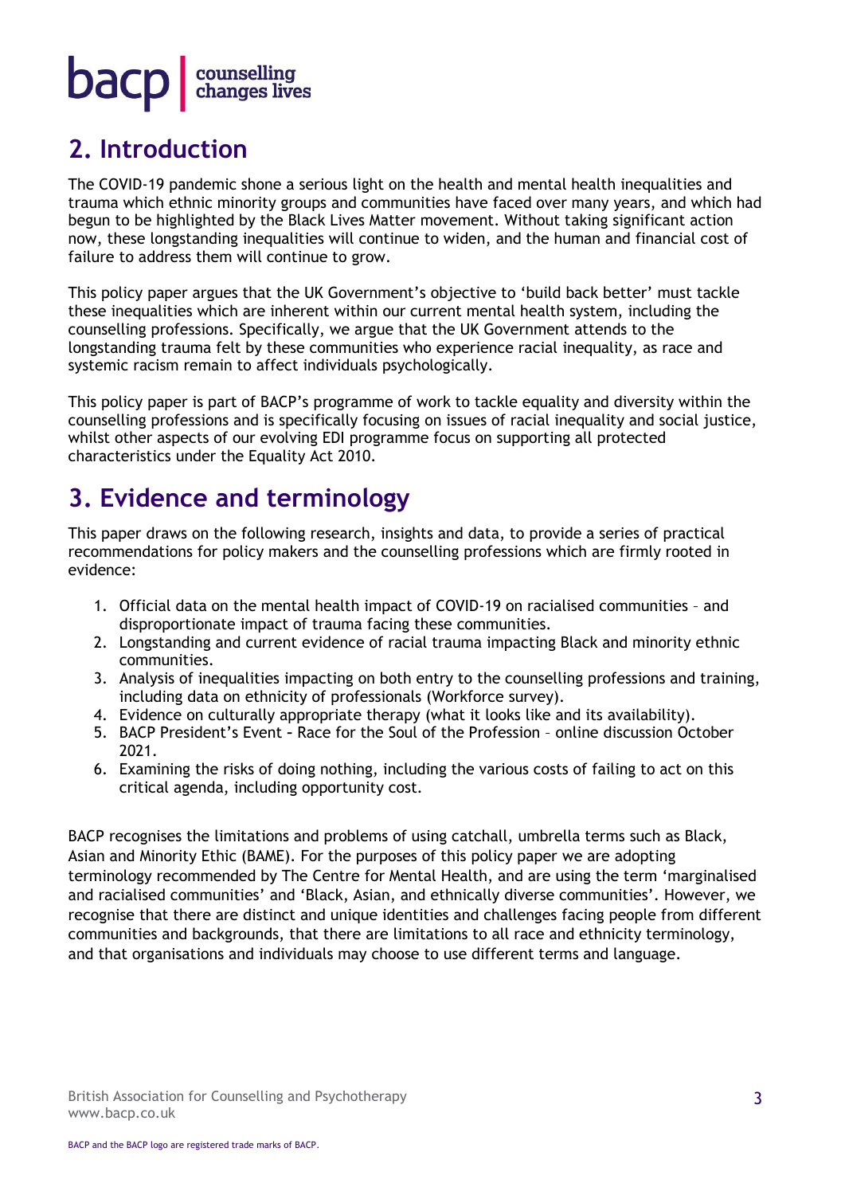## 2. Introduction

The COVID-19 pandemic shone a serious light on the health and mental health inequalities and trauma which ethnic minority groups and communities have faced over many years, and which had begun to be highlighted by the Black Lives Matter movement. Without taking significant action now, these longstanding inequalities will continue to widen, and the human and financial cost of failure to address them will continue to grow.

This policy paper argues that the UK Government's objective to 'build back better' must tackle these inequalities which are inherent within our current mental health system, including the counselling professions. Specifically, we argue that the UK Government attends to the longstanding trauma felt by these communities who experience racial inequality, as race and systemic racism remain to affect individuals psychologically.

This policy paper is part of BACP's programme of work to tackle equality and diversity within the counselling professions and is specifically focusing on issues of racial inequality and social justice, whilst other aspects of our evolving EDI programme focus on supporting all protected characteristics under the Equality Act 2010.

## 3. Evidence and terminology

This paper draws on the following research, insights and data, to provide a series of practical recommendations for policy makers and the counselling professions which are firmly rooted in evidence:

1. Official data on the mental health impact of COVID-19 on racialised communities – and disproportionate impact of trauma facing these communities.
2. Longstanding and current evidence of racial trauma impacting Black and minority ethnic communities.
3. Analysis of inequalities impacting on both entry to the counselling professions and training, including data on ethnicity of professionals (Workforce survey).
4. Evidence on culturally appropriate therapy (what it looks like and its availability).
5. BACP President's Event - Race for the Soul of the Profession – online discussion October 2021.
6. Examining the risks of doing nothing, including the various costs of failing to act on this critical agenda, including opportunity cost.

BACP recognises the limitations and problems of using catchall, umbrella terms such as Black, Asian and Minority Ethic (BAME). For the purposes of this policy paper we are adopting terminology recommended by The Centre for Mental Health, and are using the term 'marginalised and racialised communities' and 'Black, Asian, and ethnically diverse communities'. However, we recognise that there are distinct and unique identities and challenges facing people from different communities and backgrounds, that there are limitations to all race and ethnicity terminology, and that organisations and individuals may choose to use different terms and language.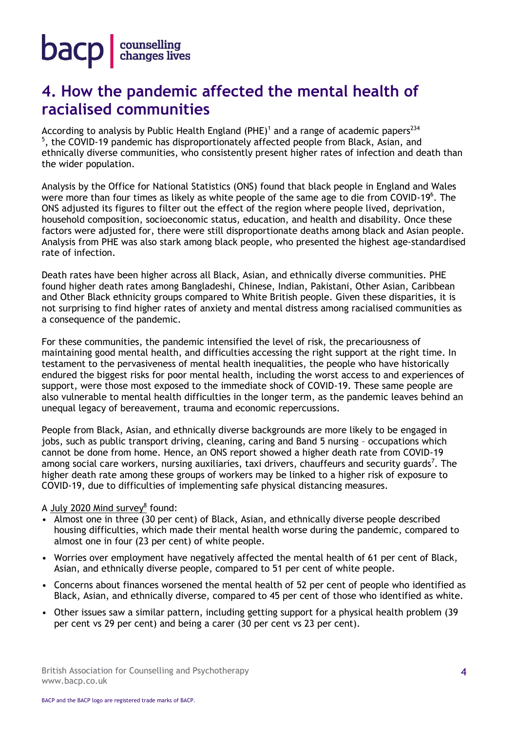## 4. How the pandemic affected the mental health of racialised communities

According to analysis by Public Health England (PHE)[1] and a range of academic papers[2][3][4][5], the COVID-19 pandemic has disproportionately affected people from Black, Asian, and ethnically diverse communities, who consistently present higher rates of infection and death than the wider population.

Analysis by the Office for National Statistics (ONS) found that black people in England and Wales were more than four times as likely as white people of the same age to die from COVID-19[6]. The ONS adjusted its figures to filter out the effect of the region where people lived, deprivation, household composition, socioeconomic status, education, and health and disability. Once these factors were adjusted for, there were still disproportionate deaths among black and Asian people. Analysis from PHE was also stark among black people, who presented the highest age-standardised rate of infection.

Death rates have been higher across all Black, Asian, and ethnically diverse communities. PHE found higher death rates among Bangladeshi, Chinese, Indian, Pakistani, Other Asian, Caribbean and Other Black ethnicity groups compared to White British people. Given these disparities, it is not surprising to find higher rates of anxiety and mental distress among racialised communities as a consequence of the pandemic.

For these communities, the pandemic intensified the level of risk, the precariousness of maintaining good mental health, and difficulties accessing the right support at the right time. In testament to the pervasiveness of mental health inequalities, the people who have historically endured the biggest risks for poor mental health, including the worst access to and experiences of support, were those most exposed to the immediate shock of COVID-19. These same people are also vulnerable to mental health difficulties in the longer term, as the pandemic leaves behind an unequal legacy of bereavement, trauma and economic repercussions.

People from Black, Asian, and ethnically diverse backgrounds are more likely to be engaged in jobs, such as public transport driving, cleaning, caring and Band 5 nursing – occupations which cannot be done from home. Hence, an ONS report showed a higher death rate from COVID-19 among social care workers, nursing auxiliaries, taxi drivers, chauffeurs and security guards[7]. The higher death rate among these groups of workers may be linked to a higher risk of exposure to COVID-19, due to difficulties of implementing safe physical distancing measures.

A July 2020 Mind survey[8] found:

- Almost one in three (30 per cent) of Black, Asian, and ethnically diverse people described housing difficulties, which made their mental health worse during the pandemic, compared to almost one in four (23 per cent) of white people.
- Worries over employment have negatively affected the mental health of 61 per cent of Black, Asian, and ethnically diverse people, compared to 51 per cent of white people.
- Concerns about finances worsened the mental health of 52 per cent of people who identified as Black, Asian, and ethnically diverse, compared to 45 per cent of those who identified as white.
- Other issues saw a similar pattern, including getting support for a physical health problem (39 per cent vs 29 per cent) and being a carer (30 per cent vs 23 per cent).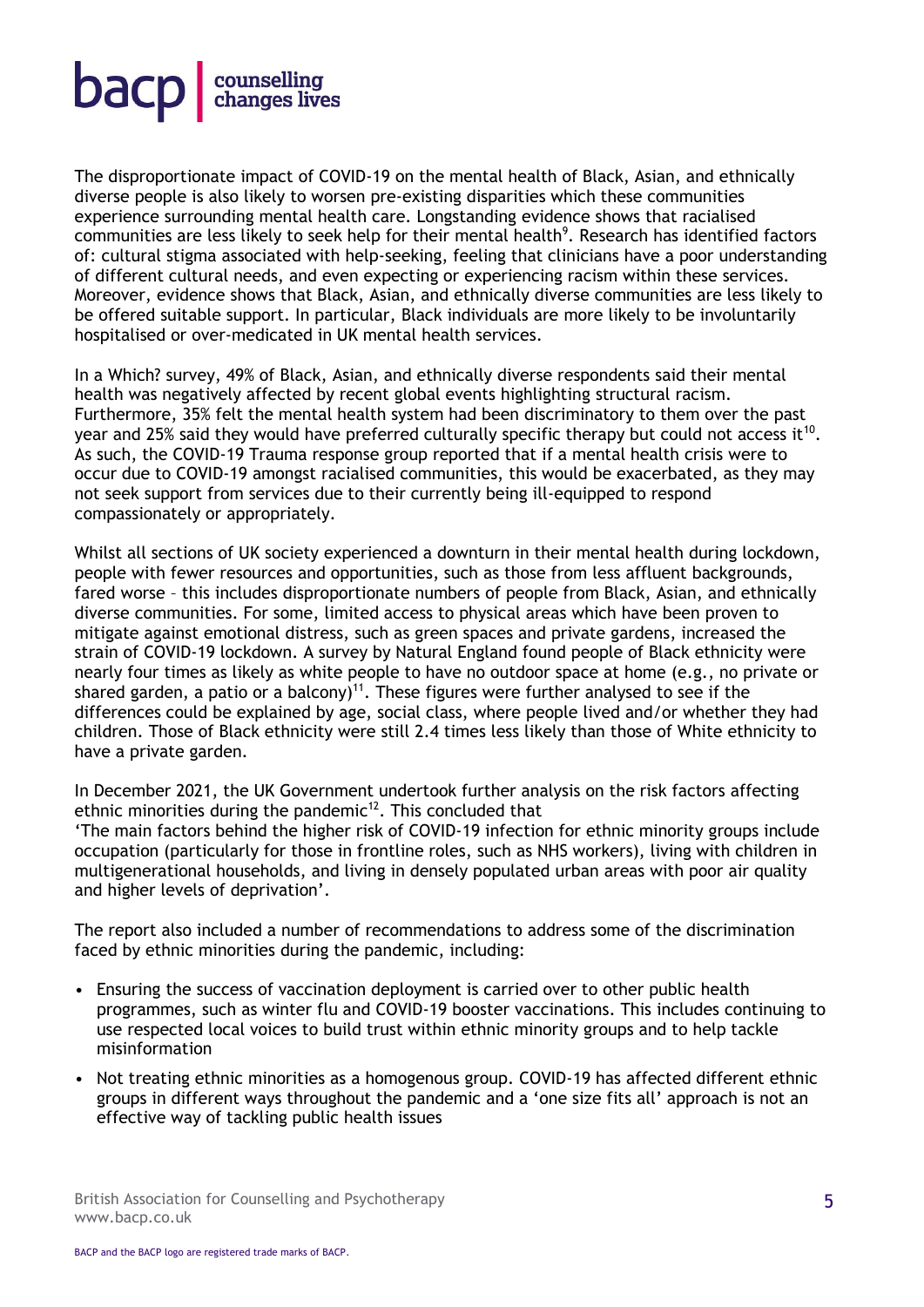The disproportionate impact of COVID-19 on the mental health of Black, Asian, and ethnically diverse people is also likely to worsen pre-existing disparities which these communities experience surrounding mental health care. Longstanding evidence shows that racialised communities are less likely to seek help for their mental health[9]. Research has identified factors of: cultural stigma associated with help-seeking, feeling that clinicians have a poor understanding of different cultural needs, and even expecting or experiencing racism within these services. Moreover, evidence shows that Black, Asian, and ethnically diverse communities are less likely to be offered suitable support. In particular, Black individuals are more likely to be involuntarily hospitalised or over-medicated in UK mental health services.

In a Which? survey, 49% of Black, Asian, and ethnically diverse respondents said their mental health was negatively affected by recent global events highlighting structural racism. Furthermore, 35% felt the mental health system had been discriminatory to them over the past year and 25% said they would have preferred culturally specific therapy but could not access it[10]. As such, the COVID-19 Trauma response group reported that if a mental health crisis were to occur due to COVID-19 amongst racialised communities, this would be exacerbated, as they may not seek support from services due to their currently being ill-equipped to respond compassionately or appropriately.

Whilst all sections of UK society experienced a downturn in their mental health during lockdown, people with fewer resources and opportunities, such as those from less affluent backgrounds, fared worse – this includes disproportionate numbers of people from Black, Asian, and ethnically diverse communities. For some, limited access to physical areas which have been proven to mitigate against emotional distress, such as green spaces and private gardens, increased the strain of COVID-19 lockdown. A survey by Natural England found people of Black ethnicity were nearly four times as likely as white people to have no outdoor space at home (e.g., no private or shared garden, a patio or a balcony)[11]. These figures were further analysed to see if the differences could be explained by age, social class, where people lived and/or whether they had children. Those of Black ethnicity were still 2.4 times less likely than those of White ethnicity to have a private garden.

In December 2021, the UK Government undertook further analysis on the risk factors affecting ethnic minorities during the pandemic[12]. This concluded that
'The main factors behind the higher risk of COVID-19 infection for ethnic minority groups include occupation (particularly for those in frontline roles, such as NHS workers), living with children in multigenerational households, and living in densely populated urban areas with poor air quality and higher levels of deprivation'.

The report also included a number of recommendations to address some of the discrimination faced by ethnic minorities during the pandemic, including:

- Ensuring the success of vaccination deployment is carried over to other public health programmes, such as winter flu and COVID-19 booster vaccinations. This includes continuing to use respected local voices to build trust within ethnic minority groups and to help tackle misinformation
- Not treating ethnic minorities as a homogenous group. COVID-19 has affected different ethnic groups in different ways throughout the pandemic and a 'one size fits all' approach is not an effective way of tackling public health issues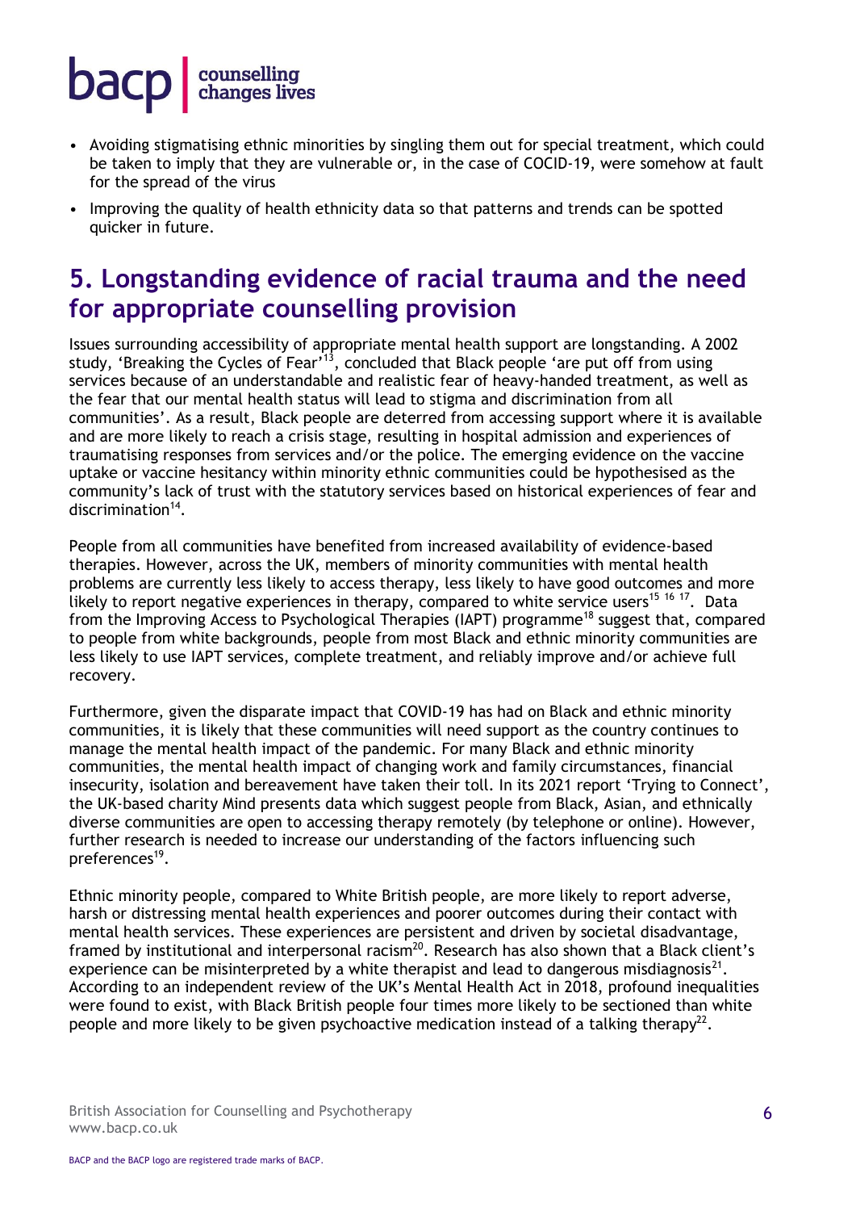- Avoiding stigmatising ethnic minorities by singling them out for special treatment, which could be taken to imply that they are vulnerable or, in the case of COCID-19, were somehow at fault for the spread of the virus
- Improving the quality of health ethnicity data so that patterns and trends can be spotted quicker in future.

## 5. Longstanding evidence of racial trauma and the need for appropriate counselling provision

Issues surrounding accessibility of appropriate mental health support are longstanding. A 2002 study, 'Breaking the Cycles of Fear'[13], concluded that Black people 'are put off from using services because of an understandable and realistic fear of heavy-handed treatment, as well as the fear that our mental health status will lead to stigma and discrimination from all communities'. As a result, Black people are deterred from accessing support where it is available and are more likely to reach a crisis stage, resulting in hospital admission and experiences of traumatising responses from services and/or the police. The emerging evidence on the vaccine uptake or vaccine hesitancy within minority ethnic communities could be hypothesised as the community's lack of trust with the statutory services based on historical experiences of fear and discrimination[14].

People from all communities have benefited from increased availability of evidence-based therapies. However, across the UK, members of minority communities with mental health problems are currently less likely to access therapy, less likely to have good outcomes and more likely to report negative experiences in therapy, compared to white service users[15 16 17]. Data from the Improving Access to Psychological Therapies (IAPT) programme[18] suggest that, compared to people from white backgrounds, people from most Black and ethnic minority communities are less likely to use IAPT services, complete treatment, and reliably improve and/or achieve full recovery.

Furthermore, given the disparate impact that COVID-19 has had on Black and ethnic minority communities, it is likely that these communities will need support as the country continues to manage the mental health impact of the pandemic. For many Black and ethnic minority communities, the mental health impact of changing work and family circumstances, financial insecurity, isolation and bereavement have taken their toll. In its 2021 report 'Trying to Connect', the UK-based charity Mind presents data which suggest people from Black, Asian, and ethnically diverse communities are open to accessing therapy remotely (by telephone or online). However, further research is needed to increase our understanding of the factors influencing such preferences[19].

Ethnic minority people, compared to White British people, are more likely to report adverse, harsh or distressing mental health experiences and poorer outcomes during their contact with mental health services. These experiences are persistent and driven by societal disadvantage, framed by institutional and interpersonal racism[20]. Research has also shown that a Black client's experience can be misinterpreted by a white therapist and lead to dangerous misdiagnosis[21]. According to an independent review of the UK's Mental Health Act in 2018, profound inequalities were found to exist, with Black British people four times more likely to be sectioned than white people and more likely to be given psychoactive medication instead of a talking therapy[22].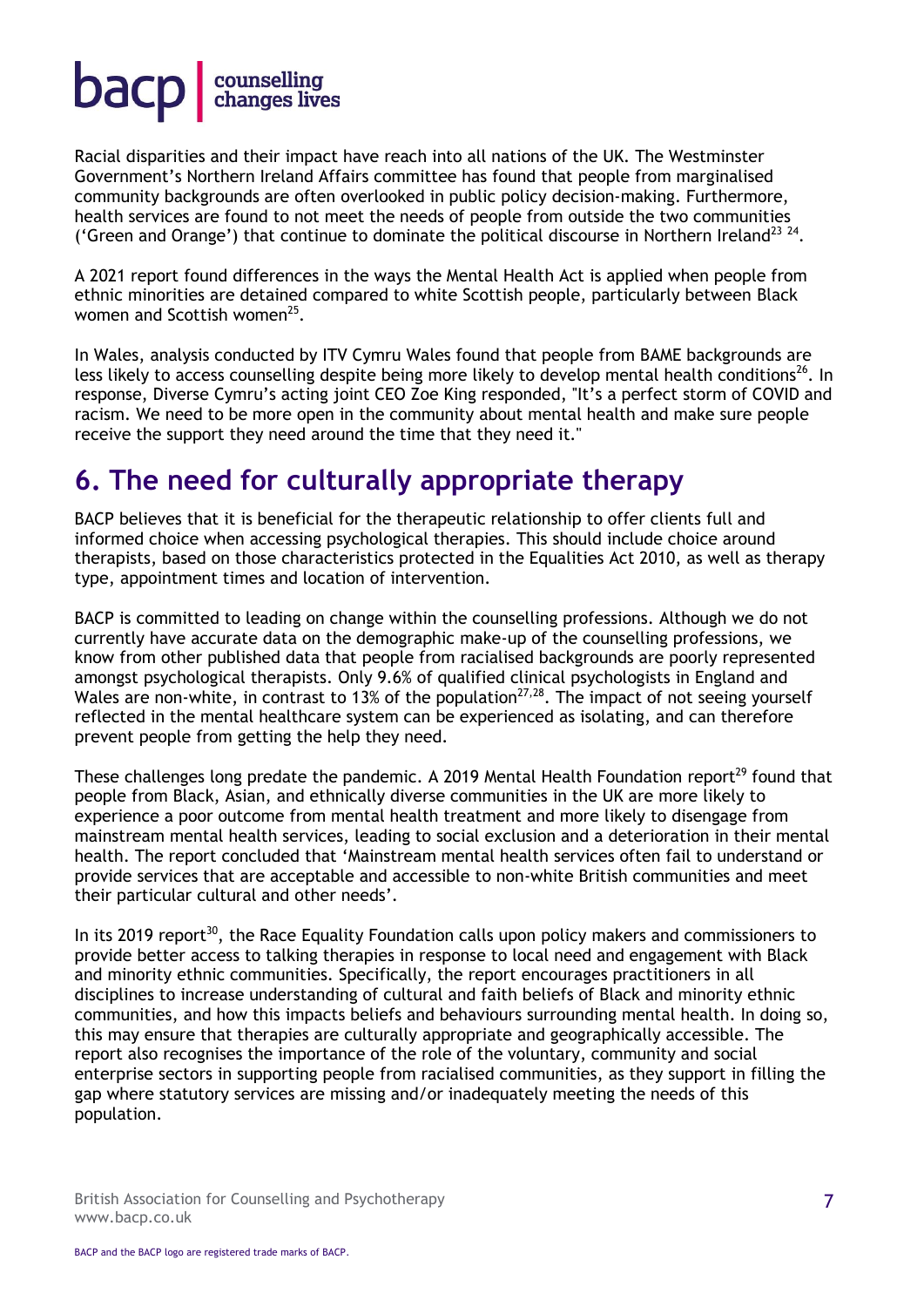Racial disparities and their impact have reach into all nations of the UK. The Westminster Government's Northern Ireland Affairs committee has found that people from marginalised community backgrounds are often overlooked in public policy decision-making. Furthermore, health services are found to not meet the needs of people from outside the two communities ('Green and Orange') that continue to dominate the political discourse in Northern Ireland[23 24].

A 2021 report found differences in the ways the Mental Health Act is applied when people from ethnic minorities are detained compared to white Scottish people, particularly between Black women and Scottish women[25].

In Wales, analysis conducted by ITV Cymru Wales found that people from BAME backgrounds are less likely to access counselling despite being more likely to develop mental health conditions[26]. In response, Diverse Cymru's acting joint CEO Zoe King responded, "It's a perfect storm of COVID and racism. We need to be more open in the community about mental health and make sure people receive the support they need around the time that they need it."

## 6. The need for culturally appropriate therapy

BACP believes that it is beneficial for the therapeutic relationship to offer clients full and informed choice when accessing psychological therapies. This should include choice around therapists, based on those characteristics protected in the Equalities Act 2010, as well as therapy type, appointment times and location of intervention.

BACP is committed to leading on change within the counselling professions. Although we do not currently have accurate data on the demographic make-up of the counselling professions, we know from other published data that people from racialised backgrounds are poorly represented amongst psychological therapists. Only 9.6% of qualified clinical psychologists in England and Wales are non-white, in contrast to 13% of the population[27,28]. The impact of not seeing yourself reflected in the mental healthcare system can be experienced as isolating, and can therefore prevent people from getting the help they need.

These challenges long predate the pandemic. A 2019 Mental Health Foundation report[29] found that people from Black, Asian, and ethnically diverse communities in the UK are more likely to experience a poor outcome from mental health treatment and more likely to disengage from mainstream mental health services, leading to social exclusion and a deterioration in their mental health. The report concluded that 'Mainstream mental health services often fail to understand or provide services that are acceptable and accessible to non-white British communities and meet their particular cultural and other needs'.

In its 2019 report[30], the Race Equality Foundation calls upon policy makers and commissioners to provide better access to talking therapies in response to local need and engagement with Black and minority ethnic communities. Specifically, the report encourages practitioners in all disciplines to increase understanding of cultural and faith beliefs of Black and minority ethnic communities, and how this impacts beliefs and behaviours surrounding mental health. In doing so, this may ensure that therapies are culturally appropriate and geographically accessible. The report also recognises the importance of the role of the voluntary, community and social enterprise sectors in supporting people from racialised communities, as they support in filling the gap where statutory services are missing and/or inadequately meeting the needs of this population.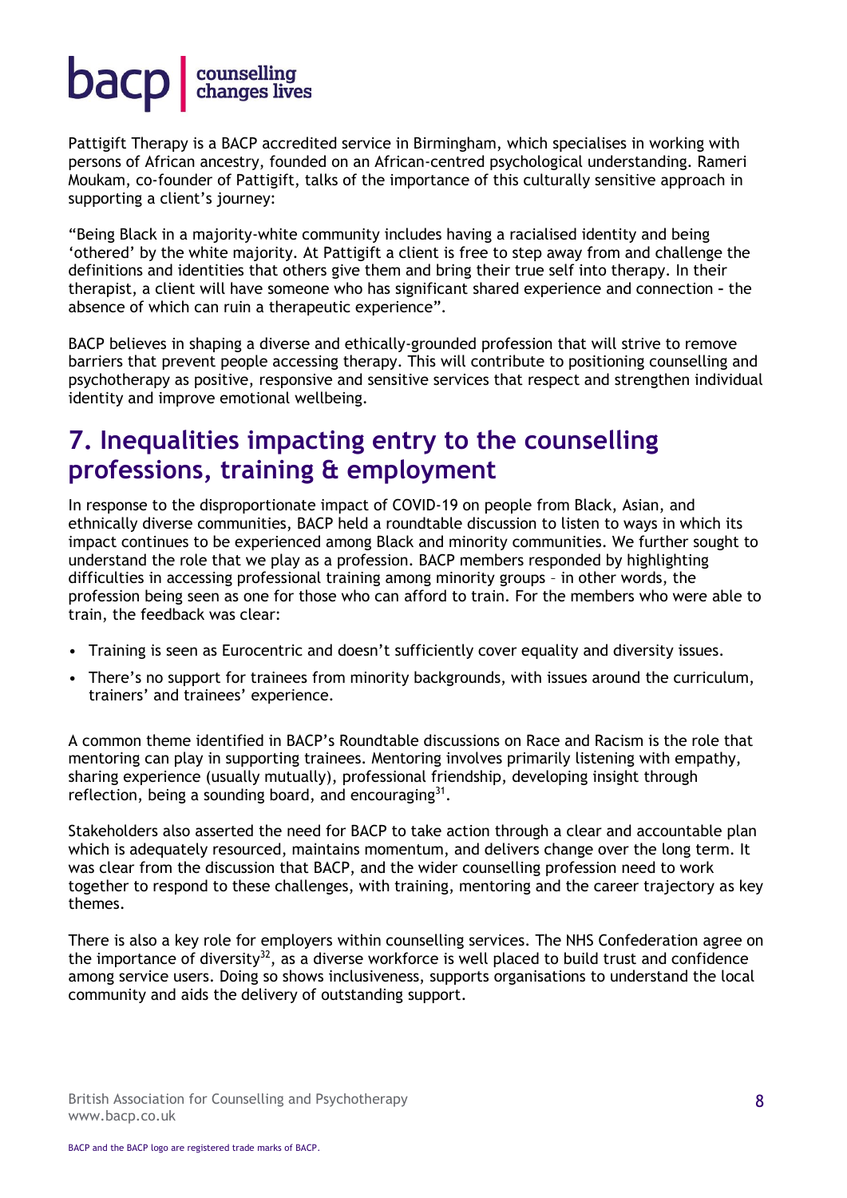Pattigift Therapy is a BACP accredited service in Birmingham, which specialises in working with persons of African ancestry, founded on an African-centred psychological understanding. Rameri Moukam, co-founder of Pattigift, talks of the importance of this culturally sensitive approach in supporting a client's journey:

"Being Black in a majority-white community includes having a racialised identity and being 'othered' by the white majority. At Pattigift a client is free to step away from and challenge the definitions and identities that others give them and bring their true self into therapy. In their therapist, a client will have someone who has significant shared experience and connection – the absence of which can ruin a therapeutic experience".

BACP believes in shaping a diverse and ethically-grounded profession that will strive to remove barriers that prevent people accessing therapy. This will contribute to positioning counselling and psychotherapy as positive, responsive and sensitive services that respect and strengthen individual identity and improve emotional wellbeing.

## 7. Inequalities impacting entry to the counselling professions, training & employment

In response to the disproportionate impact of COVID-19 on people from Black, Asian, and ethnically diverse communities, BACP held a roundtable discussion to listen to ways in which its impact continues to be experienced among Black and minority communities. We further sought to understand the role that we play as a profession. BACP members responded by highlighting difficulties in accessing professional training among minority groups – in other words, the profession being seen as one for those who can afford to train. For the members who were able to train, the feedback was clear:

- Training is seen as Eurocentric and doesn't sufficiently cover equality and diversity issues.
- There's no support for trainees from minority backgrounds, with issues around the curriculum, trainers' and trainees' experience.

A common theme identified in BACP's Roundtable discussions on Race and Racism is the role that mentoring can play in supporting trainees. Mentoring involves primarily listening with empathy, sharing experience (usually mutually), professional friendship, developing insight through reflection, being a sounding board, and encouraging[31].

Stakeholders also asserted the need for BACP to take action through a clear and accountable plan which is adequately resourced, maintains momentum, and delivers change over the long term. It was clear from the discussion that BACP, and the wider counselling profession need to work together to respond to these challenges, with training, mentoring and the career trajectory as key themes.

There is also a key role for employers within counselling services. The NHS Confederation agree on the importance of diversity[32], as a diverse workforce is well placed to build trust and confidence among service users. Doing so shows inclusiveness, supports organisations to understand the local community and aids the delivery of outstanding support.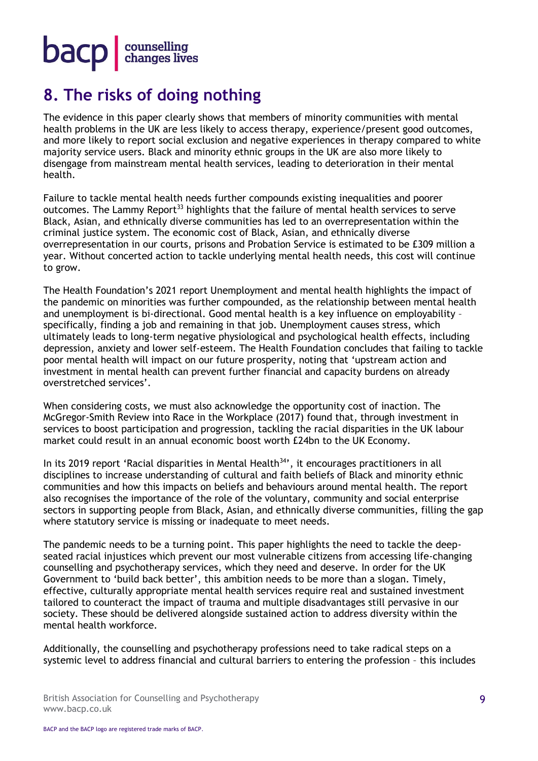## 8. The risks of doing nothing

The evidence in this paper clearly shows that members of minority communities with mental health problems in the UK are less likely to access therapy, experience/present good outcomes, and more likely to report social exclusion and negative experiences in therapy compared to white majority service users. Black and minority ethnic groups in the UK are also more likely to disengage from mainstream mental health services, leading to deterioration in their mental health.

Failure to tackle mental health needs further compounds existing inequalities and poorer outcomes. The Lammy Report[33] highlights that the failure of mental health services to serve Black, Asian, and ethnically diverse communities has led to an overrepresentation within the criminal justice system. The economic cost of Black, Asian, and ethnically diverse overrepresentation in our courts, prisons and Probation Service is estimated to be £309 million a year. Without concerted action to tackle underlying mental health needs, this cost will continue to grow.

The Health Foundation's 2021 report Unemployment and mental health highlights the impact of the pandemic on minorities was further compounded, as the relationship between mental health and unemployment is bi-directional. Good mental health is a key influence on employability – specifically, finding a job and remaining in that job. Unemployment causes stress, which ultimately leads to long-term negative physiological and psychological health effects, including depression, anxiety and lower self-esteem. The Health Foundation concludes that failing to tackle poor mental health will impact on our future prosperity, noting that 'upstream action and investment in mental health can prevent further financial and capacity burdens on already overstretched services'.

When considering costs, we must also acknowledge the opportunity cost of inaction. The McGregor-Smith Review into Race in the Workplace (2017) found that, through investment in services to boost participation and progression, tackling the racial disparities in the UK labour market could result in an annual economic boost worth £24bn to the UK Economy.

In its 2019 report 'Racial disparities in Mental Health[34]', it encourages practitioners in all disciplines to increase understanding of cultural and faith beliefs of Black and minority ethnic communities and how this impacts on beliefs and behaviours around mental health. The report also recognises the importance of the role of the voluntary, community and social enterprise sectors in supporting people from Black, Asian, and ethnically diverse communities, filling the gap where statutory service is missing or inadequate to meet needs.

The pandemic needs to be a turning point. This paper highlights the need to tackle the deep-seated racial injustices which prevent our most vulnerable citizens from accessing life-changing counselling and psychotherapy services, which they need and deserve. In order for the UK Government to 'build back better', this ambition needs to be more than a slogan. Timely, effective, culturally appropriate mental health services require real and sustained investment tailored to counteract the impact of trauma and multiple disadvantages still pervasive in our society. These should be delivered alongside sustained action to address diversity within the mental health workforce.

Additionally, the counselling and psychotherapy professions need to take radical steps on a systemic level to address financial and cultural barriers to entering the profession – this includes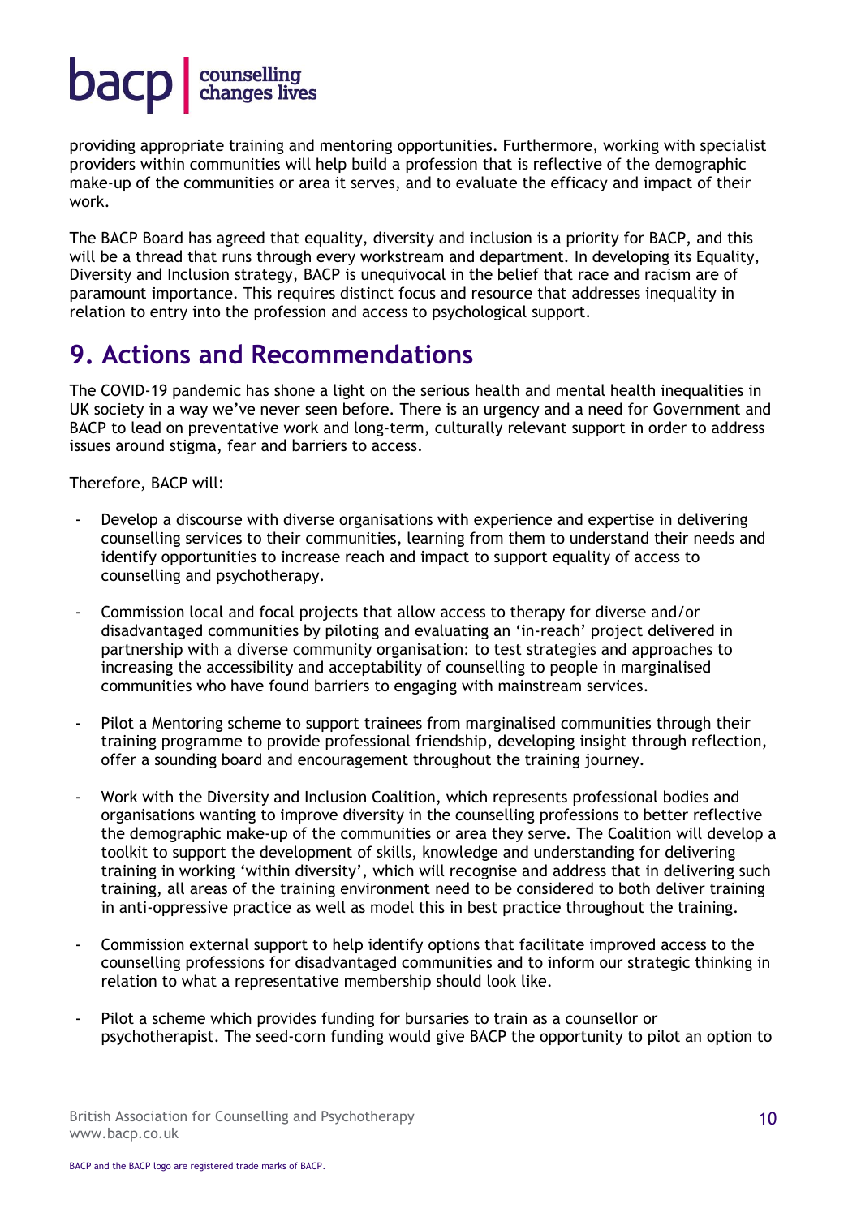providing appropriate training and mentoring opportunities. Furthermore, working with specialist providers within communities will help build a profession that is reflective of the demographic make-up of the communities or area it serves, and to evaluate the efficacy and impact of their work.

The BACP Board has agreed that equality, diversity and inclusion is a priority for BACP, and this will be a thread that runs through every workstream and department. In developing its Equality, Diversity and Inclusion strategy, BACP is unequivocal in the belief that race and racism are of paramount importance. This requires distinct focus and resource that addresses inequality in relation to entry into the profession and access to psychological support.

## 9. Actions and Recommendations

The COVID-19 pandemic has shone a light on the serious health and mental health inequalities in UK society in a way we've never seen before. There is an urgency and a need for Government and BACP to lead on preventative work and long-term, culturally relevant support in order to address issues around stigma, fear and barriers to access.

Therefore, BACP will:

- Develop a discourse with diverse organisations with experience and expertise in delivering counselling services to their communities, learning from them to understand their needs and identify opportunities to increase reach and impact to support equality of access to counselling and psychotherapy.
- Commission local and focal projects that allow access to therapy for diverse and/or disadvantaged communities by piloting and evaluating an 'in-reach' project delivered in partnership with a diverse community organisation: to test strategies and approaches to increasing the accessibility and acceptability of counselling to people in marginalised communities who have found barriers to engaging with mainstream services.
- Pilot a Mentoring scheme to support trainees from marginalised communities through their training programme to provide professional friendship, developing insight through reflection, offer a sounding board and encouragement throughout the training journey.
- Work with the Diversity and Inclusion Coalition, which represents professional bodies and organisations wanting to improve diversity in the counselling professions to better reflective the demographic make-up of the communities or area they serve. The Coalition will develop a toolkit to support the development of skills, knowledge and understanding for delivering training in working 'within diversity', which will recognise and address that in delivering such training, all areas of the training environment need to be considered to both deliver training in anti-oppressive practice as well as model this in best practice throughout the training.
- Commission external support to help identify options that facilitate improved access to the counselling professions for disadvantaged communities and to inform our strategic thinking in relation to what a representative membership should look like.
- Pilot a scheme which provides funding for bursaries to train as a counsellor or psychotherapist. The seed-corn funding would give BACP the opportunity to pilot an option to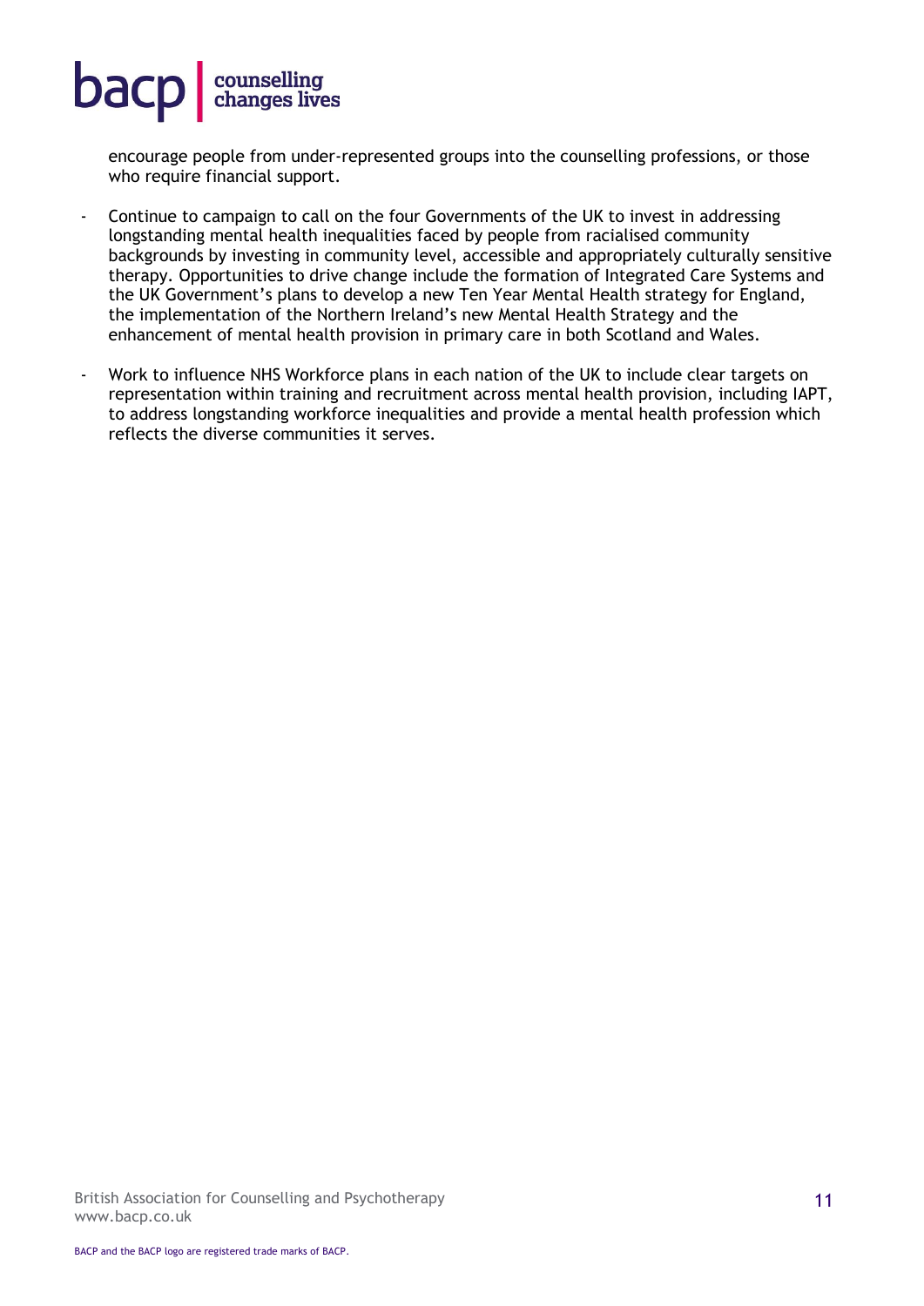encourage people from under-represented groups into the counselling professions, or those who require financial support.

- Continue to campaign to call on the four Governments of the UK to invest in addressing longstanding mental health inequalities faced by people from racialised community backgrounds by investing in community level, accessible and appropriately culturally sensitive therapy. Opportunities to drive change include the formation of Integrated Care Systems and the UK Government's plans to develop a new Ten Year Mental Health strategy for England, the implementation of the Northern Ireland's new Mental Health Strategy and the enhancement of mental health provision in primary care in both Scotland and Wales.
- Work to influence NHS Workforce plans in each nation of the UK to include clear targets on representation within training and recruitment across mental health provision, including IAPT, to address longstanding workforce inequalities and provide a mental health profession which reflects the diverse communities it serves.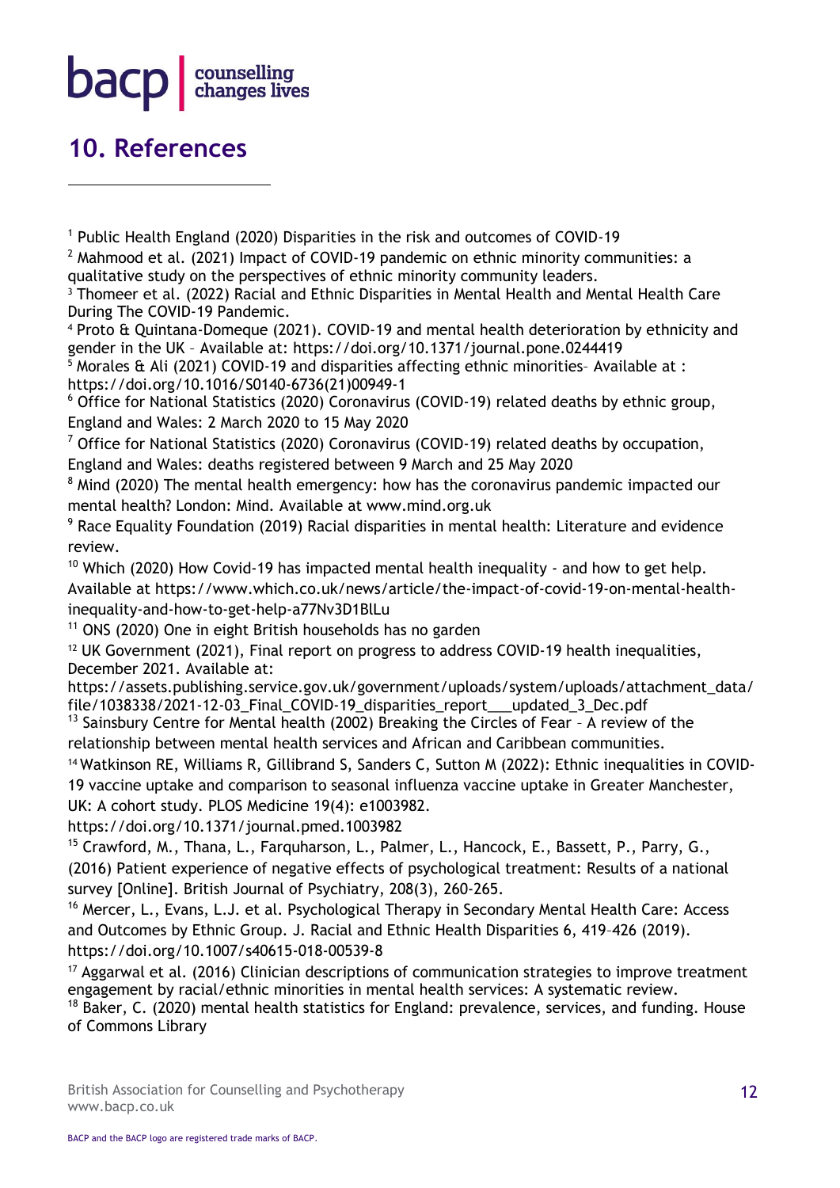## 10. References

[1] Public Health England (2020) Disparities in the risk and outcomes of COVID-19

[2] Mahmood et al. (2021) Impact of COVID-19 pandemic on ethnic minority communities: a qualitative study on the perspectives of ethnic minority community leaders.

[3] Thomeer et al. (2022) Racial and Ethnic Disparities in Mental Health and Mental Health Care During The COVID-19 Pandemic.

[4] Proto & Quintana-Domeque (2021). COVID-19 and mental health deterioration by ethnicity and gender in the UK – Available at: https://doi.org/10.1371/journal.pone.0244419

[5] Morales & Ali (2021) COVID-19 and disparities affecting ethnic minorities– Available at : https://doi.org/10.1016/S0140-6736(21)00949-1

[6] Office for National Statistics (2020) Coronavirus (COVID-19) related deaths by ethnic group, England and Wales: 2 March 2020 to 15 May 2020

[7] Office for National Statistics (2020) Coronavirus (COVID-19) related deaths by occupation, England and Wales: deaths registered between 9 March and 25 May 2020

[8] Mind (2020) The mental health emergency: how has the coronavirus pandemic impacted our mental health? London: Mind. Available at www.mind.org.uk

[9] Race Equality Foundation (2019) Racial disparities in mental health: Literature and evidence review.

[10] Which (2020) How Covid-19 has impacted mental health inequality - and how to get help. Available at https://www.which.co.uk/news/article/the-impact-of-covid-19-on-mental-health-inequality-and-how-to-get-help-a77Nv3D1BlLu

[11] ONS (2020) One in eight British households has no garden

[12] UK Government (2021), Final report on progress to address COVID-19 health inequalities, December 2021. Available at: https://assets.publishing.service.gov.uk/government/uploads/system/uploads/attachment_data/file/1038338/2021-12-03_Final_COVID-19_disparities_report___updated_3_Dec.pdf

[13] Sainsbury Centre for Mental health (2002) Breaking the Circles of Fear – A review of the relationship between mental health services and African and Caribbean communities.

[14] Watkinson RE, Williams R, Gillibrand S, Sanders C, Sutton M (2022): Ethnic inequalities in COVID-19 vaccine uptake and comparison to seasonal influenza vaccine uptake in Greater Manchester, UK: A cohort study. PLOS Medicine 19(4): e1003982. https://doi.org/10.1371/journal.pmed.1003982

[15] Crawford, M., Thana, L., Farquharson, L., Palmer, L., Hancock, E., Bassett, P., Parry, G., (2016) Patient experience of negative effects of psychological treatment: Results of a national survey [Online]. British Journal of Psychiatry, 208(3), 260-265.

[16] Mercer, L., Evans, L.J. et al. Psychological Therapy in Secondary Mental Health Care: Access and Outcomes by Ethnic Group. J. Racial and Ethnic Health Disparities 6, 419–426 (2019). https://doi.org/10.1007/s40615-018-00539-8

[17] Aggarwal et al. (2016) Clinician descriptions of communication strategies to improve treatment engagement by racial/ethnic minorities in mental health services: A systematic review.

[18] Baker, C. (2020) mental health statistics for England: prevalence, services, and funding. House of Commons Library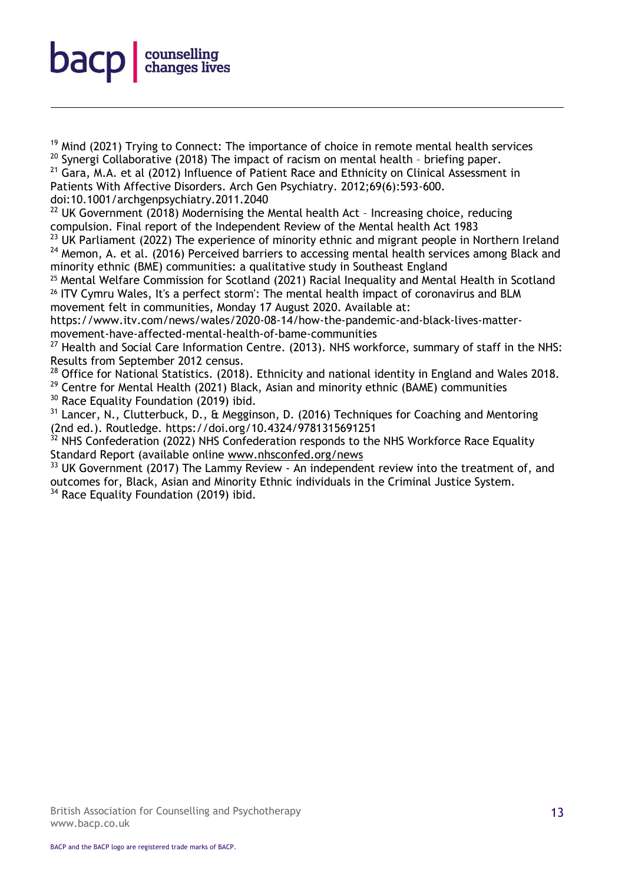[19] Mind (2021) Trying to Connect: The importance of choice in remote mental health services

[20] Synergi Collaborative (2018) The impact of racism on mental health – briefing paper.

[21] Gara, M.A. et al (2012) Influence of Patient Race and Ethnicity on Clinical Assessment in Patients With Affective Disorders. Arch Gen Psychiatry. 2012;69(6):593-600. doi:10.1001/archgenpsychiatry.2011.2040

[22] UK Government (2018) Modernising the Mental health Act – Increasing choice, reducing compulsion. Final report of the Independent Review of the Mental health Act 1983

[23] UK Parliament (2022) The experience of minority ethnic and migrant people in Northern Ireland

[24] Memon, A. et al. (2016) Perceived barriers to accessing mental health services among Black and minority ethnic (BME) communities: a qualitative study in Southeast England

[25] Mental Welfare Commission for Scotland (2021) Racial Inequality and Mental Health in Scotland

[26] ITV Cymru Wales, It's a perfect storm': The mental health impact of coronavirus and BLM movement felt in communities, Monday 17 August 2020. Available at: https://www.itv.com/news/wales/2020-08-14/how-the-pandemic-and-black-lives-matter-movement-have-affected-mental-health-of-bame-communities

[27] Health and Social Care Information Centre. (2013). NHS workforce, summary of staff in the NHS: Results from September 2012 census.

[28] Office for National Statistics. (2018). Ethnicity and national identity in England and Wales 2018.

[29] Centre for Mental Health (2021) Black, Asian and minority ethnic (BAME) communities

[30] Race Equality Foundation (2019) ibid.

[31] Lancer, N., Clutterbuck, D., & Megginson, D. (2016) Techniques for Coaching and Mentoring (2nd ed.). Routledge. https://doi.org/10.4324/9781315691251

[32] NHS Confederation (2022) NHS Confederation responds to the NHS Workforce Race Equality Standard Report (available online www.nhsconfed.org/news

[33] UK Government (2017) The Lammy Review - An independent review into the treatment of, and outcomes for, Black, Asian and Minority Ethnic individuals in the Criminal Justice System.

[34] Race Equality Foundation (2019) ibid.